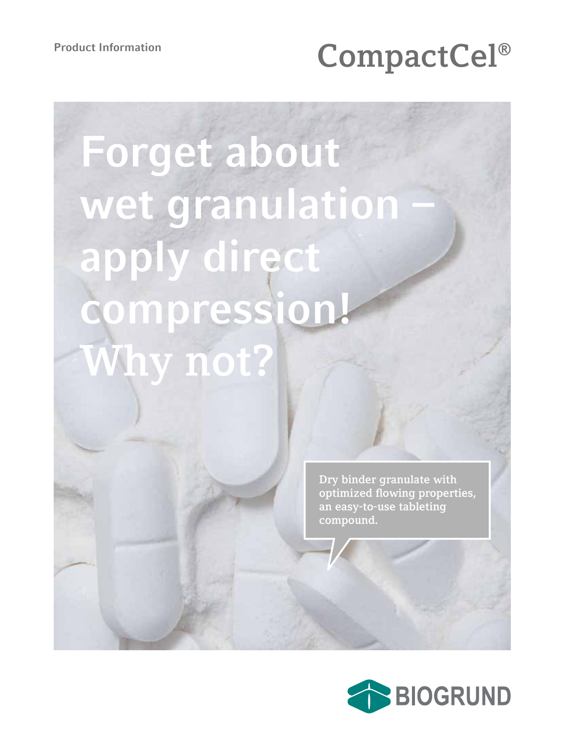Product Information

# CompactCel®

# Forget about wet granulation – apply direct compression! Why not?

Dry binder granulate with optimized flowing properties, an easy-to-use tableting compound.

BIOGRUND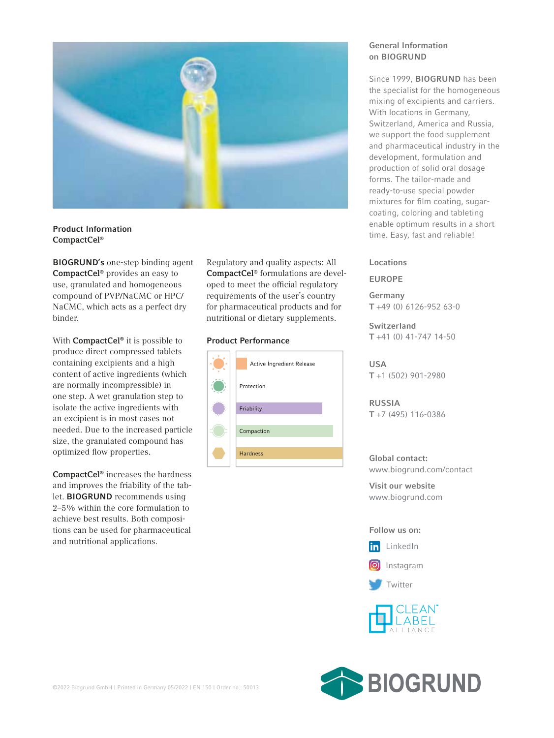## Product Information CompactCel®

**BIOGRUND's** one-step binding agent **CompactCel®** provides an easy to use, granulated and homogeneous compound of PVP/NaCMC or HPC/NaCMC, which acts as a perfect dry binder.

With **CompactCel®** it is possible to produce direct compressed tablets containing excipients and a high content of active ingredients (which are normally incompressible) in one step. A wet granulation step to isolate the active ingredients with an excipient is in most cases not needed. Due to the increased particle size, the granulated compound has optimized flow properties.

**CompactCel®** increases the hardness and improves the friability of the tablet. **BIOGRUND** recommends using 2–5% within the core formulation to achieve best results. Both compositions can be used for pharmaceutical and nutritional applications.

Regulatory and quality aspects: All **CompactCel®** formulations are developed to meet the official regulatory requirements of the user's country for pharmaceutical products and for nutritional or dietary supplements.

### Product Performance

Active Ingredient Release

Protection

Friability

Compaction

Hardness

## General Information on BIOGRUND

Since 1999, **BIOGRUND** has been the specialist for the homogeneous mixing of excipients and carriers. With locations in Germany, Switzerland, America and Russia, we support the food supplement and pharmaceutical industry in the development, formulation and production of solid oral dosage forms. The tailor-made and ready-to-use special powder mixtures for film coating, sugar-coating, coloring and tableting enable optimum results in a short time. Easy, fast and reliable!

### Locations

**EUROPE**

**Germany**
**T** +49 (0) 6126-952 63-0

**Switzerland**
**T** +41 (0) 41-747 14-50

**USA**
**T** +1 (502) 901-2980

**RUSSIA**
**T** +7 (495) 116-0386

**Global contact:**
www.biogrund.com/contact

**Visit our website**
www.biogrund.com

**Follow us on:**

- LinkedIn
- Instagram
- Twitter

CLEAN LABEL ALLIANCE

BIOGRUND

©2022 Biogrund GmbH | Printed in Germany 05/2022 | EN 150 | Order no.: 50013